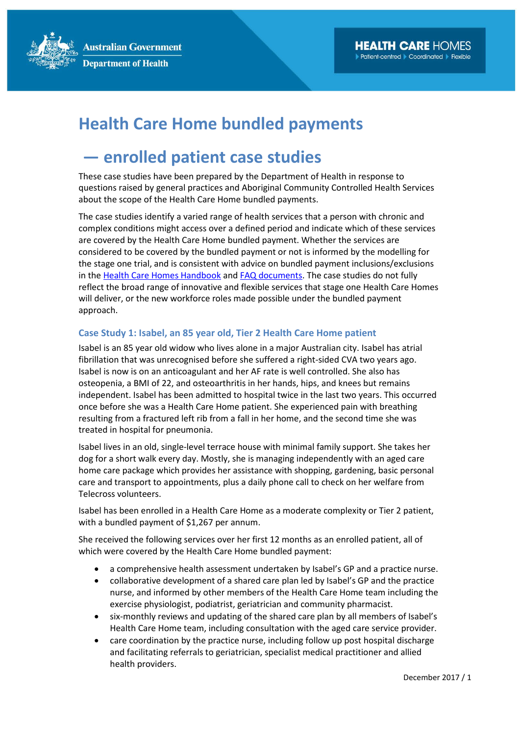# Health Care Home bundled payments — enrolled patient case studies

These case studies have been prepared by the Department of Health in response to questions raised by general practices and Aboriginal Community Controlled Health Services about the scope of the Health Care Home bundled payments.

The case studies identify a varied range of health services that a person with chronic and complex conditions might access over a defined period and indicate which of these services are covered by the Health Care Home bundled payment. Whether the services are considered to be covered by the bundled payment or not is informed by the modelling for the stage one trial, and is consistent with advice on bundled payment inclusions/exclusions in the Health Care Homes Handbook and FAQ documents. The case studies do not fully reflect the broad range of innovative and flexible services that stage one Health Care Homes will deliver, or the new workforce roles made possible under the bundled payment approach.

### Case Study 1: Isabel, an 85 year old, Tier 2 Health Care Home patient

Isabel is an 85 year old widow who lives alone in a major Australian city. Isabel has atrial fibrillation that was unrecognised before she suffered a right-sided CVA two years ago. Isabel is now is on an anticoagulant and her AF rate is well controlled. She also has osteopenia, a BMI of 22, and osteoarthritis in her hands, hips, and knees but remains independent. Isabel has been admitted to hospital twice in the last two years. This occurred once before she was a Health Care Home patient. She experienced pain with breathing resulting from a fractured left rib from a fall in her home, and the second time she was treated in hospital for pneumonia.

Isabel lives in an old, single-level terrace house with minimal family support. She takes her dog for a short walk every day. Mostly, she is managing independently with an aged care home care package which provides her assistance with shopping, gardening, basic personal care and transport to appointments, plus a daily phone call to check on her welfare from Telecross volunteers.

Isabel has been enrolled in a Health Care Home as a moderate complexity or Tier 2 patient, with a bundled payment of $1,267 per annum.

She received the following services over her first 12 months as an enrolled patient, all of which were covered by the Health Care Home bundled payment:

- a comprehensive health assessment undertaken by Isabel's GP and a practice nurse.
- collaborative development of a shared care plan led by Isabel's GP and the practice nurse, and informed by other members of the Health Care Home team including the exercise physiologist, podiatrist, geriatrician and community pharmacist.
- six-monthly reviews and updating of the shared care plan by all members of Isabel's Health Care Home team, including consultation with the aged care service provider.
- care coordination by the practice nurse, including follow up post hospital discharge and facilitating referrals to geriatrician, specialist medical practitioner and allied health providers.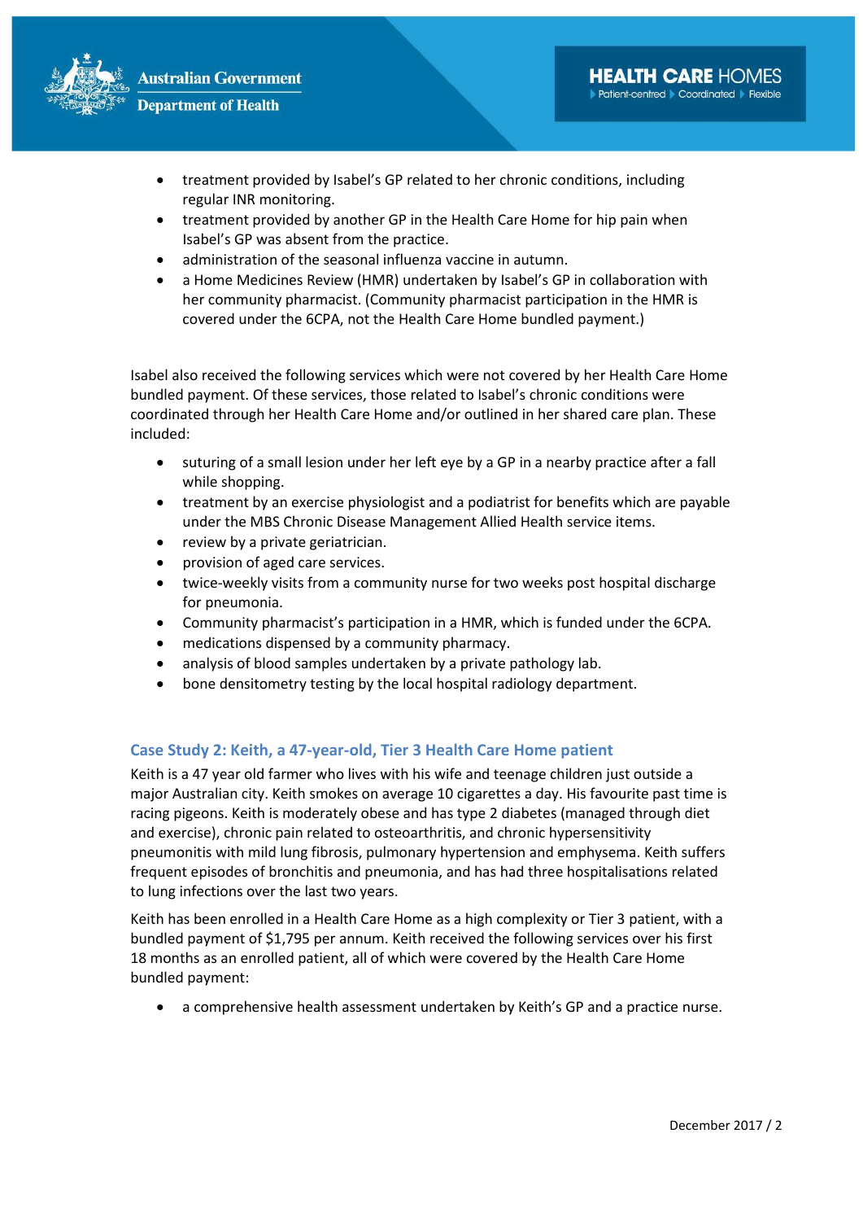- treatment provided by Isabel's GP related to her chronic conditions, including regular INR monitoring.
- treatment provided by another GP in the Health Care Home for hip pain when Isabel's GP was absent from the practice.
- administration of the seasonal influenza vaccine in autumn.
- a Home Medicines Review (HMR) undertaken by Isabel's GP in collaboration with her community pharmacist. (Community pharmacist participation in the HMR is covered under the 6CPA, not the Health Care Home bundled payment.)

Isabel also received the following services which were not covered by her Health Care Home bundled payment. Of these services, those related to Isabel's chronic conditions were coordinated through her Health Care Home and/or outlined in her shared care plan. These included:

- suturing of a small lesion under her left eye by a GP in a nearby practice after a fall while shopping.
- treatment by an exercise physiologist and a podiatrist for benefits which are payable under the MBS Chronic Disease Management Allied Health service items.
- review by a private geriatrician.
- provision of aged care services.
- twice-weekly visits from a community nurse for two weeks post hospital discharge for pneumonia.
- Community pharmacist's participation in a HMR, which is funded under the 6CPA.
- medications dispensed by a community pharmacy.
- analysis of blood samples undertaken by a private pathology lab.
- bone densitometry testing by the local hospital radiology department.

### Case Study 2: Keith, a 47-year-old, Tier 3 Health Care Home patient

Keith is a 47 year old farmer who lives with his wife and teenage children just outside a major Australian city. Keith smokes on average 10 cigarettes a day. His favourite past time is racing pigeons. Keith is moderately obese and has type 2 diabetes (managed through diet and exercise), chronic pain related to osteoarthritis, and chronic hypersensitivity pneumonitis with mild lung fibrosis, pulmonary hypertension and emphysema. Keith suffers frequent episodes of bronchitis and pneumonia, and has had three hospitalisations related to lung infections over the last two years.

Keith has been enrolled in a Health Care Home as a high complexity or Tier 3 patient, with a bundled payment of $1,795 per annum. Keith received the following services over his first 18 months as an enrolled patient, all of which were covered by the Health Care Home bundled payment:

- a comprehensive health assessment undertaken by Keith's GP and a practice nurse.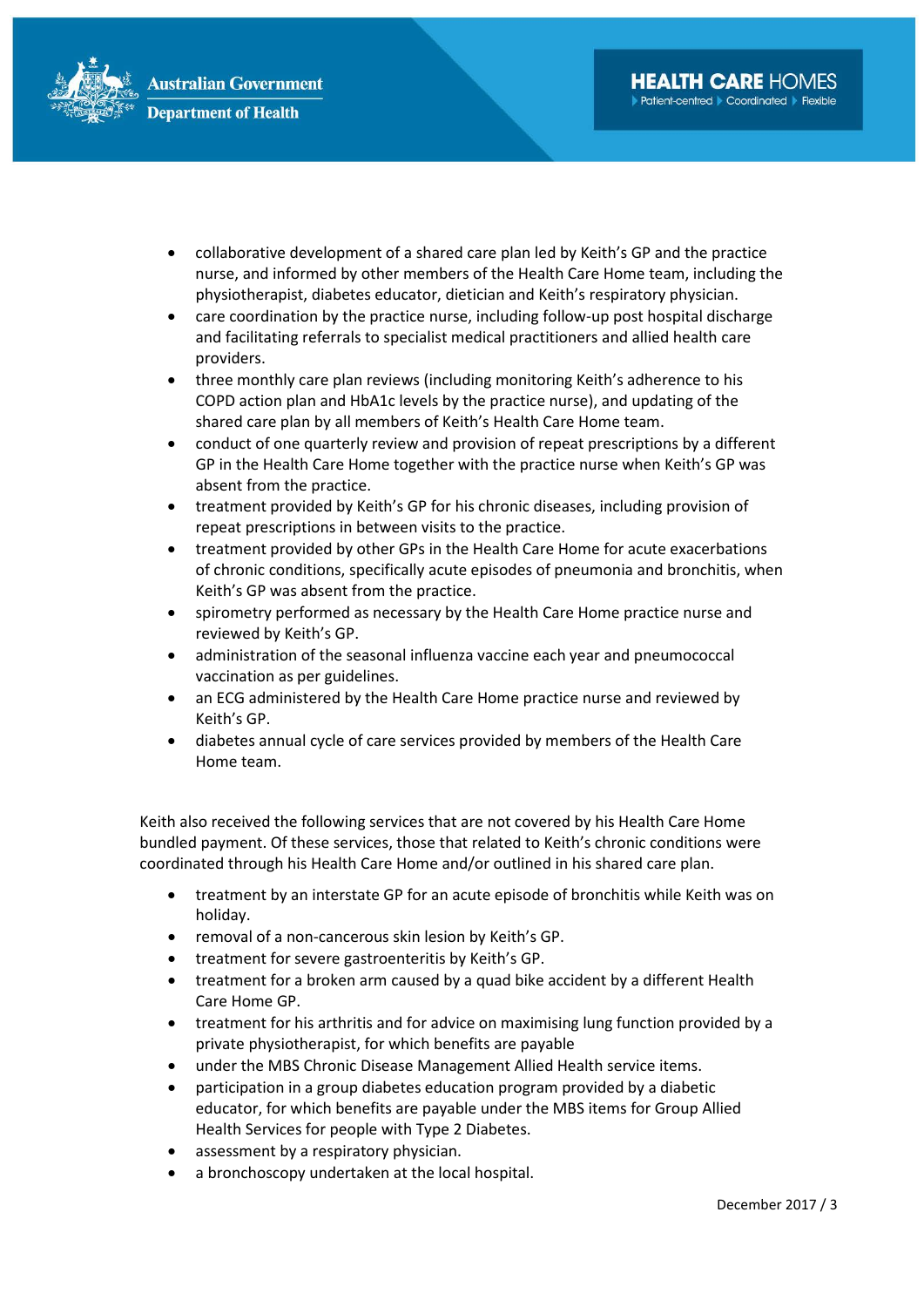- collaborative development of a shared care plan led by Keith's GP and the practice nurse, and informed by other members of the Health Care Home team, including the physiotherapist, diabetes educator, dietician and Keith's respiratory physician.
- care coordination by the practice nurse, including follow-up post hospital discharge and facilitating referrals to specialist medical practitioners and allied health care providers.
- three monthly care plan reviews (including monitoring Keith's adherence to his COPD action plan and HbA1c levels by the practice nurse), and updating of the shared care plan by all members of Keith's Health Care Home team.
- conduct of one quarterly review and provision of repeat prescriptions by a different GP in the Health Care Home together with the practice nurse when Keith's GP was absent from the practice.
- treatment provided by Keith's GP for his chronic diseases, including provision of repeat prescriptions in between visits to the practice.
- treatment provided by other GPs in the Health Care Home for acute exacerbations of chronic conditions, specifically acute episodes of pneumonia and bronchitis, when Keith's GP was absent from the practice.
- spirometry performed as necessary by the Health Care Home practice nurse and reviewed by Keith's GP.
- administration of the seasonal influenza vaccine each year and pneumococcal vaccination as per guidelines.
- an ECG administered by the Health Care Home practice nurse and reviewed by Keith's GP.
- diabetes annual cycle of care services provided by members of the Health Care Home team.

Keith also received the following services that are not covered by his Health Care Home bundled payment. Of these services, those that related to Keith's chronic conditions were coordinated through his Health Care Home and/or outlined in his shared care plan.

- treatment by an interstate GP for an acute episode of bronchitis while Keith was on holiday.
- removal of a non-cancerous skin lesion by Keith's GP.
- treatment for severe gastroenteritis by Keith's GP.
- treatment for a broken arm caused by a quad bike accident by a different Health Care Home GP.
- treatment for his arthritis and for advice on maximising lung function provided by a private physiotherapist, for which benefits are payable
- under the MBS Chronic Disease Management Allied Health service items.
- participation in a group diabetes education program provided by a diabetic educator, for which benefits are payable under the MBS items for Group Allied Health Services for people with Type 2 Diabetes.
- assessment by a respiratory physician.
- a bronchoscopy undertaken at the local hospital.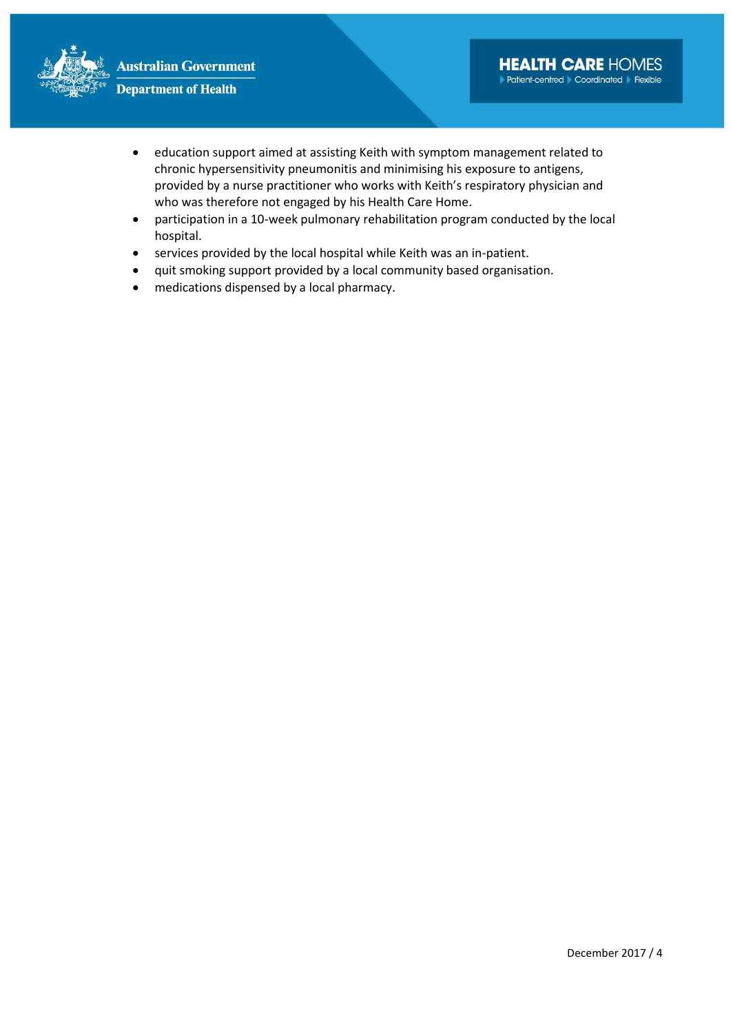- education support aimed at assisting Keith with symptom management related to chronic hypersensitivity pneumonitis and minimising his exposure to antigens, provided by a nurse practitioner who works with Keith's respiratory physician and who was therefore not engaged by his Health Care Home.
- participation in a 10-week pulmonary rehabilitation program conducted by the local hospital.
- services provided by the local hospital while Keith was an in-patient.
- quit smoking support provided by a local community based organisation.
- medications dispensed by a local pharmacy.